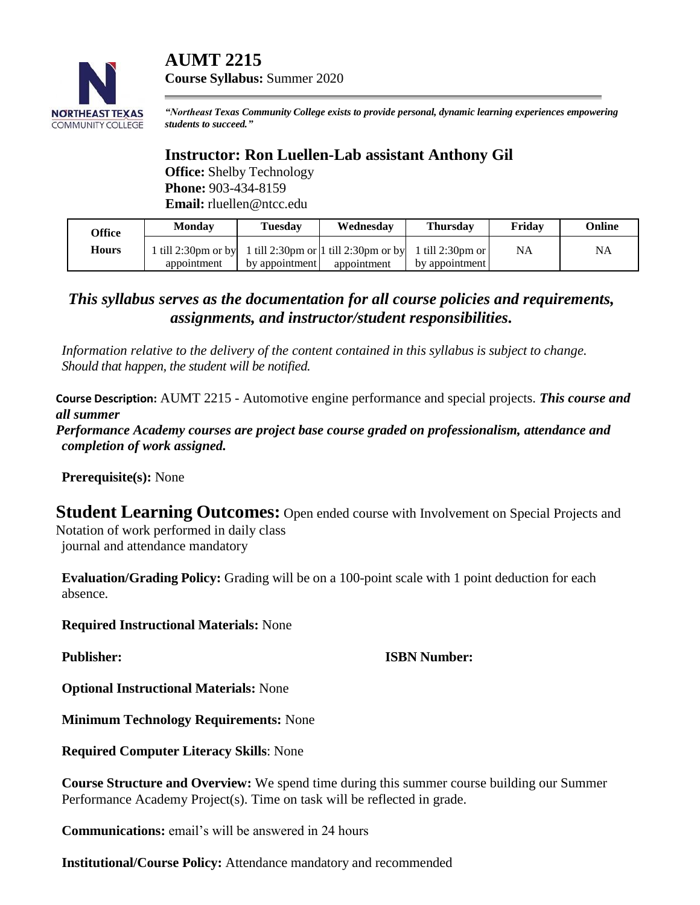# AUMT 2215

**Course Syllabus:** Summer 2020

***"Northeast Texas Community College exists to provide personal, dynamic learning experiences empowering students to succeed."***

## Instructor: Ron Luellen-Lab assistant Anthony Gil

**Office:** Shelby Technology
**Phone:** 903-434-8159
**Email:** rluellen@ntcc.edu

| Office Hours | Monday | Tuesday | Wednesday | Thursday | Friday | Online |
|---|---|---|---|---|---|---|
| | 1 till 2:30pm or by appointment | 1 till 2:30pm or by appointment | 1 till 2:30pm or by appointment | 1 till 2:30pm or by appointment | NA | NA |

### *This syllabus serves as the documentation for all course policies and requirements, assignments, and instructor/student responsibilities.*

*Information relative to the delivery of the content contained in this syllabus is subject to change. Should that happen, the student will be notified.*

**Course Description:** AUMT 2215 - Automotive engine performance and special projects. ***This course and all summer Performance Academy courses are project base course graded on professionalism, attendance and completion of work assigned.***

**Prerequisite(s):** None

**Student Learning Outcomes:** Open ended course with Involvement on Special Projects and Notation of work performed in daily class journal and attendance mandatory

**Evaluation/Grading Policy:** Grading will be on a 100-point scale with 1 point deduction for each absence.

**Required Instructional Materials:** None

**Publisher:** **ISBN Number:**

**Optional Instructional Materials:** None

**Minimum Technology Requirements:** None

**Required Computer Literacy Skills**: None

**Course Structure and Overview:** We spend time during this summer course building our Summer Performance Academy Project(s). Time on task will be reflected in grade.

**Communications:** email's will be answered in 24 hours

**Institutional/Course Policy:** Attendance mandatory and recommended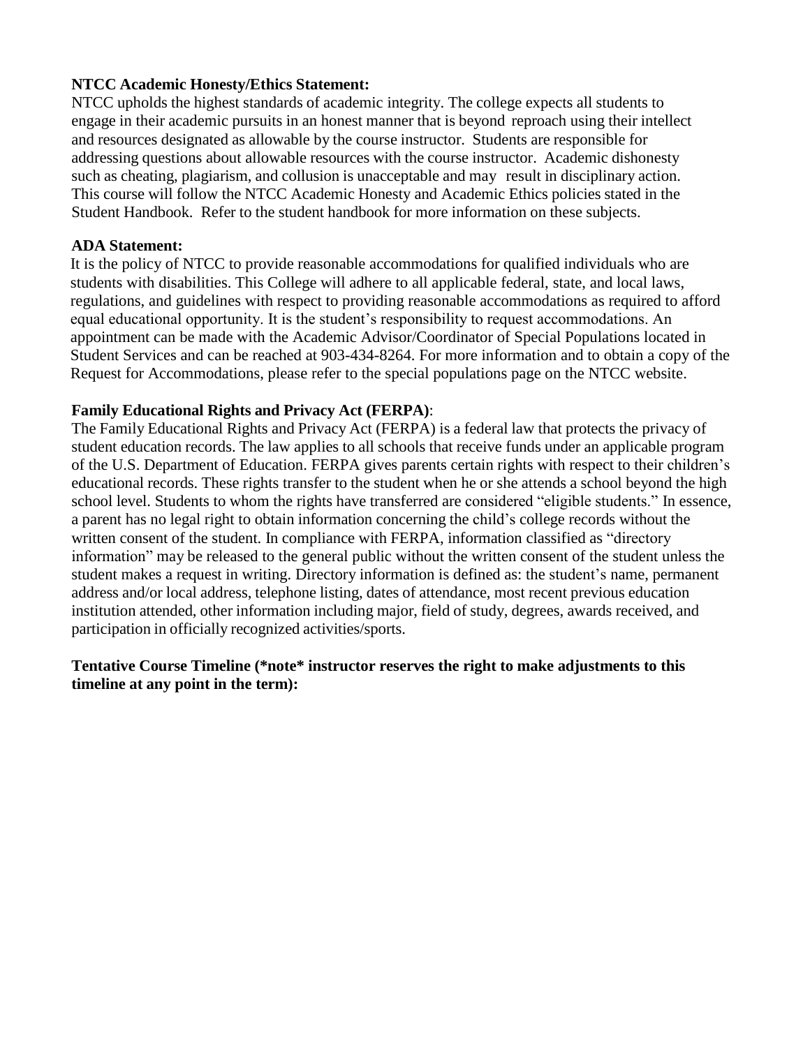**NTCC Academic Honesty/Ethics Statement:**

NTCC upholds the highest standards of academic integrity. The college expects all students to engage in their academic pursuits in an honest manner that is beyond reproach using their intellect and resources designated as allowable by the course instructor. Students are responsible for addressing questions about allowable resources with the course instructor. Academic dishonesty such as cheating, plagiarism, and collusion is unacceptable and may result in disciplinary action. This course will follow the NTCC Academic Honesty and Academic Ethics policies stated in the Student Handbook. Refer to the student handbook for more information on these subjects.

**ADA Statement:**

It is the policy of NTCC to provide reasonable accommodations for qualified individuals who are students with disabilities. This College will adhere to all applicable federal, state, and local laws, regulations, and guidelines with respect to providing reasonable accommodations as required to afford equal educational opportunity. It is the student's responsibility to request accommodations. An appointment can be made with the Academic Advisor/Coordinator of Special Populations located in Student Services and can be reached at 903-434-8264. For more information and to obtain a copy of the Request for Accommodations, please refer to the special populations page on the NTCC website.

**Family Educational Rights and Privacy Act (FERPA)**:

The Family Educational Rights and Privacy Act (FERPA) is a federal law that protects the privacy of student education records. The law applies to all schools that receive funds under an applicable program of the U.S. Department of Education. FERPA gives parents certain rights with respect to their children's educational records. These rights transfer to the student when he or she attends a school beyond the high school level. Students to whom the rights have transferred are considered "eligible students." In essence, a parent has no legal right to obtain information concerning the child's college records without the written consent of the student. In compliance with FERPA, information classified as "directory information" may be released to the general public without the written consent of the student unless the student makes a request in writing. Directory information is defined as: the student's name, permanent address and/or local address, telephone listing, dates of attendance, most recent previous education institution attended, other information including major, field of study, degrees, awards received, and participation in officially recognized activities/sports.

**Tentative Course Timeline (*note* instructor reserves the right to make adjustments to this timeline at any point in the term):**